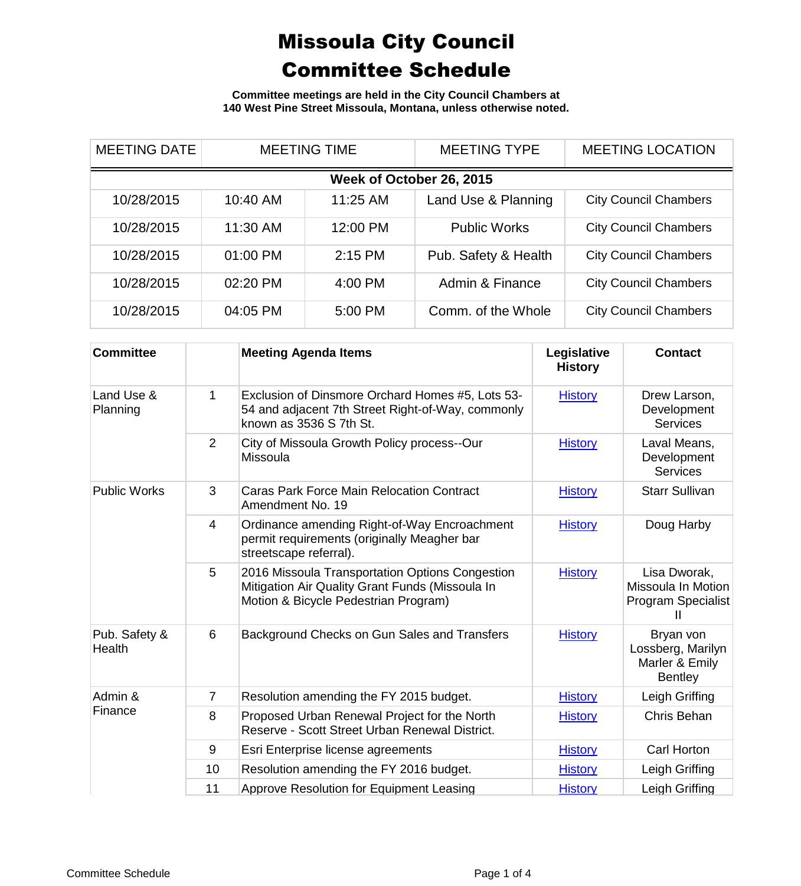# Missoula City Council
# Committee Schedule

**Committee meetings are held in the City Council Chambers at 140 West Pine Street Missoula, Montana, unless otherwise noted.**

| MEETING DATE | MEETING TIME | | MEETING TYPE | MEETING LOCATION |
|---|---|---|---|---|
| **Week of October 26, 2015** | | | | |
| 10/28/2015 | 10:40 AM | 11:25 AM | Land Use & Planning | City Council Chambers |
| 10/28/2015 | 11:30 AM | 12:00 PM | Public Works | City Council Chambers |
| 10/28/2015 | 01:00 PM | 2:15 PM | Pub. Safety & Health | City Council Chambers |
| 10/28/2015 | 02:20 PM | 4:00 PM | Admin & Finance | City Council Chambers |
| 10/28/2015 | 04:05 PM | 5:00 PM | Comm. of the Whole | City Council Chambers |

| Committee | | Meeting Agenda Items | Legislative History | Contact |
|---|---|---|---|---|
| Land Use & Planning | 1 | Exclusion of Dinsmore Orchard Homes #5, Lots 53-54 and adjacent 7th Street Right-of-Way, commonly known as 3536 S 7th St. | History | Drew Larson, Development Services |
| | 2 | City of Missoula Growth Policy process--Our Missoula | History | Laval Means, Development Services |
| Public Works | 3 | Caras Park Force Main Relocation Contract Amendment No. 19 | History | Starr Sullivan |
| | 4 | Ordinance amending Right-of-Way Encroachment permit requirements (originally Meagher bar streetscape referral). | History | Doug Harby |
| | 5 | 2016 Missoula Transportation Options Congestion Mitigation Air Quality Grant Funds (Missoula In Motion & Bicycle Pedestrian Program) | History | Lisa Dworak, Missoula In Motion Program Specialist II |
| Pub. Safety & Health | 6 | Background Checks on Gun Sales and Transfers | History | Bryan von Lossberg, Marilyn Marler & Emily Bentley |
| Admin & Finance | 7 | Resolution amending the FY 2015 budget. | History | Leigh Griffing |
| | 8 | Proposed Urban Renewal Project for the North Reserve - Scott Street Urban Renewal District. | History | Chris Behan |
| | 9 | Esri Enterprise license agreements | History | Carl Horton |
| | 10 | Resolution amending the FY 2016 budget. | History | Leigh Griffing |
| | 11 | Approve Resolution for Equipment Leasing | History | Leigh Griffing |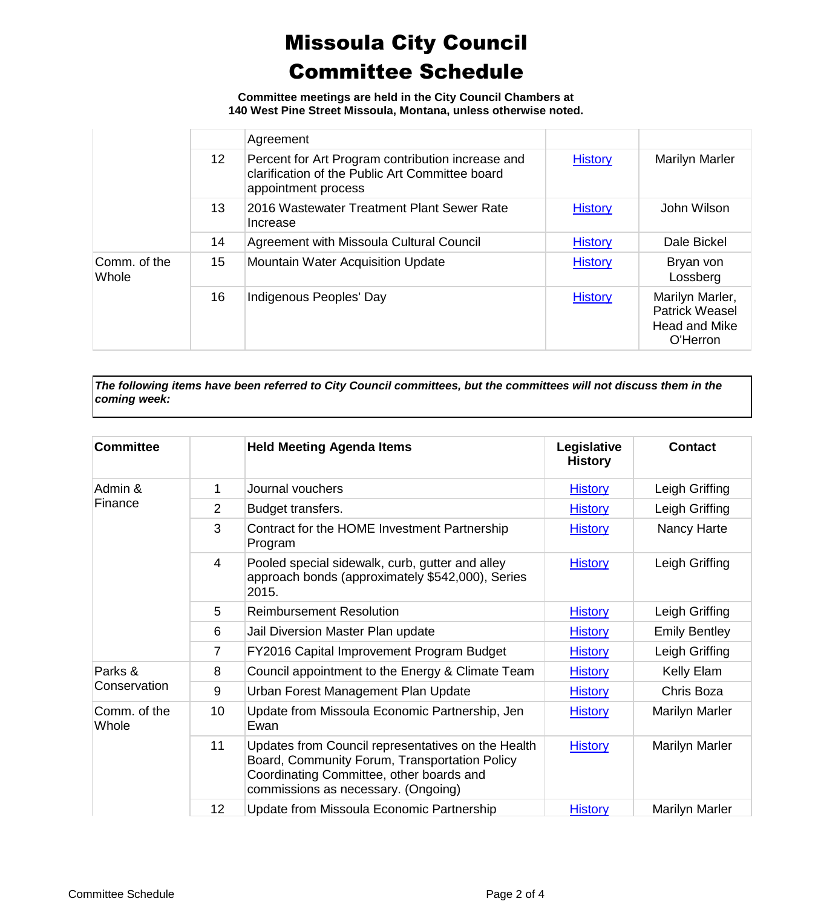# Missoula City Council Committee Schedule

**Committee meetings are held in the City Council Chambers at 140 West Pine Street Missoula, Montana, unless otherwise noted.**

| | | | | |
|---|---|---|---|---|
| | | Agreement | | |
| | 12 | Percent for Art Program contribution increase and clarification of the Public Art Committee board appointment process | History | Marilyn Marler |
| | 13 | 2016 Wastewater Treatment Plant Sewer Rate Increase | History | John Wilson |
| | 14 | Agreement with Missoula Cultural Council | History | Dale Bickel |
| Comm. of the Whole | 15 | Mountain Water Acquisition Update | History | Bryan von Lossberg |
| | 16 | Indigenous Peoples' Day | History | Marilyn Marler, Patrick Weasel Head and Mike O'Herron |

***The following items have been referred to City Council committees, but the committees will not discuss them in the coming week:***

| Committee | | Held Meeting Agenda Items | Legislative History | Contact |
|---|---|---|---|---|
| Admin & Finance | 1 | Journal vouchers | History | Leigh Griffing |
| | 2 | Budget transfers. | History | Leigh Griffing |
| | 3 | Contract for the HOME Investment Partnership Program | History | Nancy Harte |
| | 4 | Pooled special sidewalk, curb, gutter and alley approach bonds (approximately $542,000), Series 2015. | History | Leigh Griffing |
| | 5 | Reimbursement Resolution | History | Leigh Griffing |
| | 6 | Jail Diversion Master Plan update | History | Emily Bentley |
| | 7 | FY2016 Capital Improvement Program Budget | History | Leigh Griffing |
| Parks & Conservation | 8 | Council appointment to the Energy & Climate Team | History | Kelly Elam |
| | 9 | Urban Forest Management Plan Update | History | Chris Boza |
| Comm. of the Whole | 10 | Update from Missoula Economic Partnership, Jen Ewan | History | Marilyn Marler |
| | 11 | Updates from Council representatives on the Health Board, Community Forum, Transportation Policy Coordinating Committee, other boards and commissions as necessary. (Ongoing) | History | Marilyn Marler |
| | 12 | Update from Missoula Economic Partnership | History | Marilyn Marler |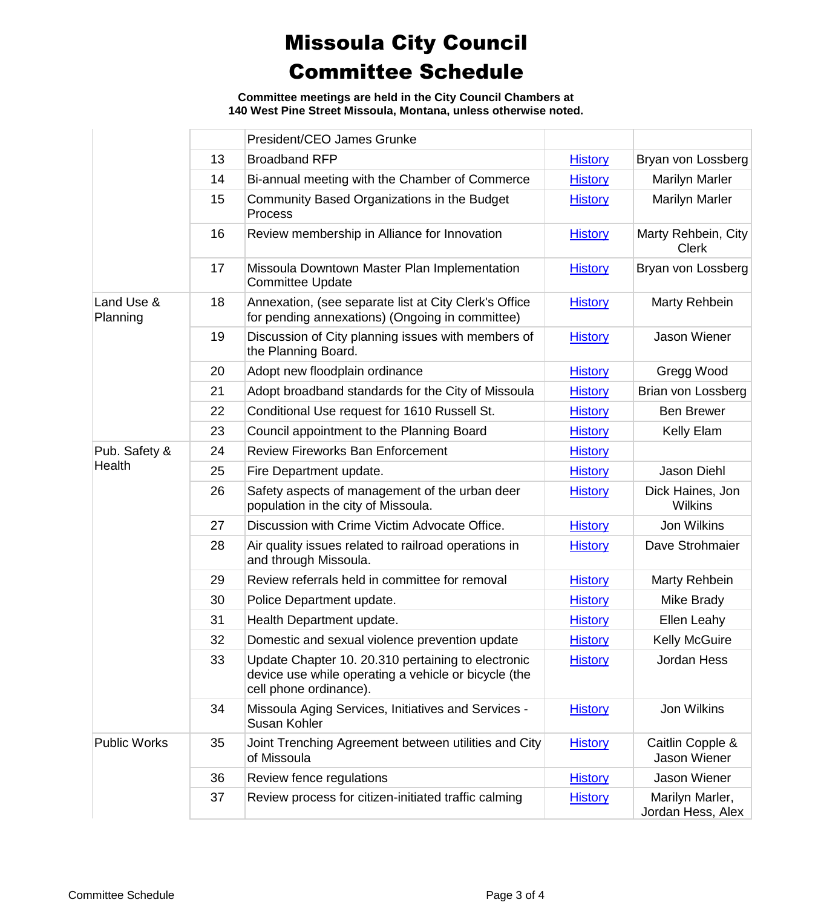# Missoula City Council Committee Schedule

**Committee meetings are held in the City Council Chambers at 140 West Pine Street Missoula, Montana, unless otherwise noted.**

| | | | | |
|---|---|---|---|---|
| | | President/CEO James Grunke | | |
| | 13 | Broadband RFP | History | Bryan von Lossberg |
| | 14 | Bi-annual meeting with the Chamber of Commerce | History | Marilyn Marler |
| | 15 | Community Based Organizations in the Budget Process | History | Marilyn Marler |
| | 16 | Review membership in Alliance for Innovation | History | Marty Rehbein, City Clerk |
| | 17 | Missoula Downtown Master Plan Implementation Committee Update | History | Bryan von Lossberg |
| Land Use & Planning | 18 | Annexation, (see separate list at City Clerk's Office for pending annexations) (Ongoing in committee) | History | Marty Rehbein |
| | 19 | Discussion of City planning issues with members of the Planning Board. | History | Jason Wiener |
| | 20 | Adopt new floodplain ordinance | History | Gregg Wood |
| | 21 | Adopt broadband standards for the City of Missoula | History | Brian von Lossberg |
| | 22 | Conditional Use request for 1610 Russell St. | History | Ben Brewer |
| | 23 | Council appointment to the Planning Board | History | Kelly Elam |
| Pub. Safety & Health | 24 | Review Fireworks Ban Enforcement | History | |
| | 25 | Fire Department update. | History | Jason Diehl |
| | 26 | Safety aspects of management of the urban deer population in the city of Missoula. | History | Dick Haines, Jon Wilkins |
| | 27 | Discussion with Crime Victim Advocate Office. | History | Jon Wilkins |
| | 28 | Air quality issues related to railroad operations in and through Missoula. | History | Dave Strohmaier |
| | 29 | Review referrals held in committee for removal | History | Marty Rehbein |
| | 30 | Police Department update. | History | Mike Brady |
| | 31 | Health Department update. | History | Ellen Leahy |
| | 32 | Domestic and sexual violence prevention update | History | Kelly McGuire |
| | 33 | Update Chapter 10. 20.310 pertaining to electronic device use while operating a vehicle or bicycle (the cell phone ordinance). | History | Jordan Hess |
| | 34 | Missoula Aging Services, Initiatives and Services - Susan Kohler | History | Jon Wilkins |
| Public Works | 35 | Joint Trenching Agreement between utilities and City of Missoula | History | Caitlin Copple & Jason Wiener |
| | 36 | Review fence regulations | History | Jason Wiener |
| | 37 | Review process for citizen-initiated traffic calming | History | Marilyn Marler, Jordan Hess, Alex |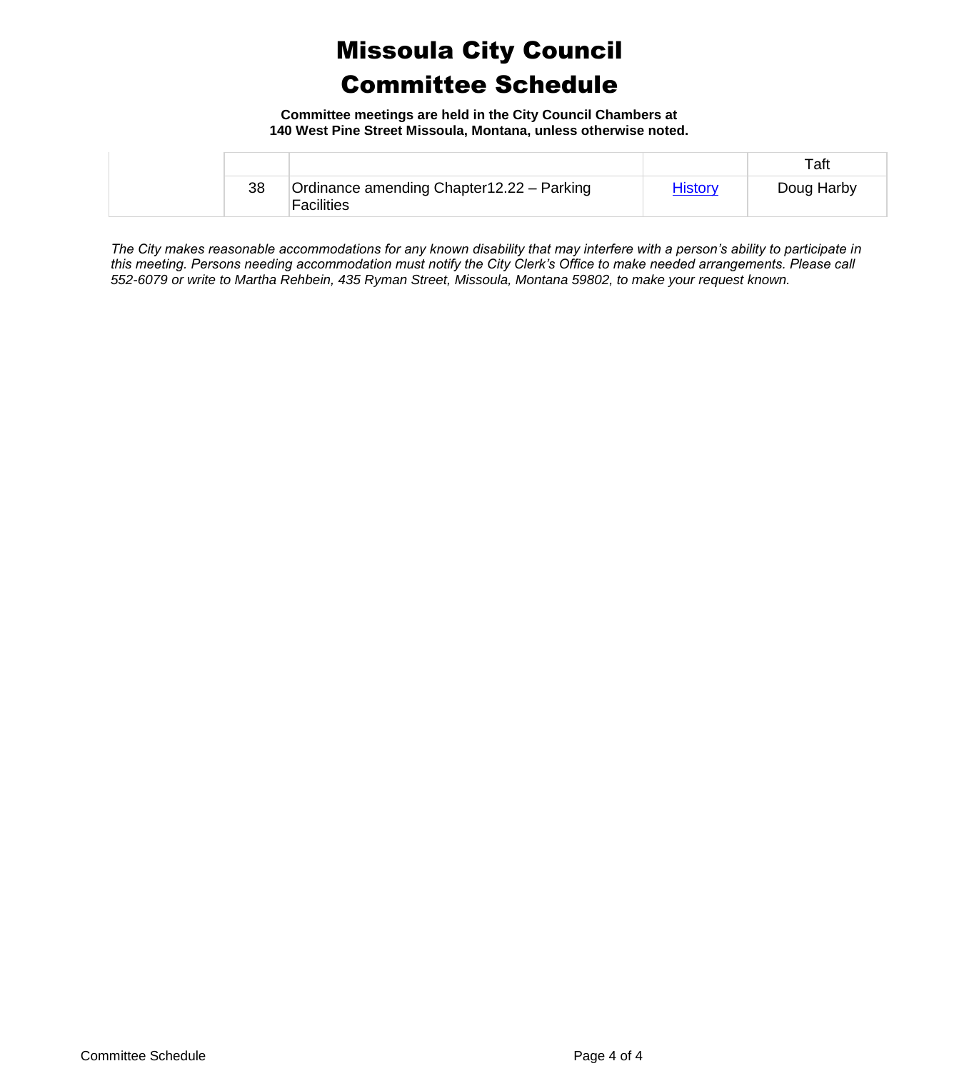# Missoula City Council

# Committee Schedule

**Committee meetings are held in the City Council Chambers at 140 West Pine Street Missoula, Montana, unless otherwise noted.**

| | | | | |
|---|---|---|---|---|
| | | | | Taft |
| | 38 | Ordinance amending Chapter12.22 – Parking Facilities | History | Doug Harby |

*The City makes reasonable accommodations for any known disability that may interfere with a person's ability to participate in this meeting. Persons needing accommodation must notify the City Clerk's Office to make needed arrangements. Please call 552-6079 or write to Martha Rehbein, 435 Ryman Street, Missoula, Montana 59802, to make your request known.*